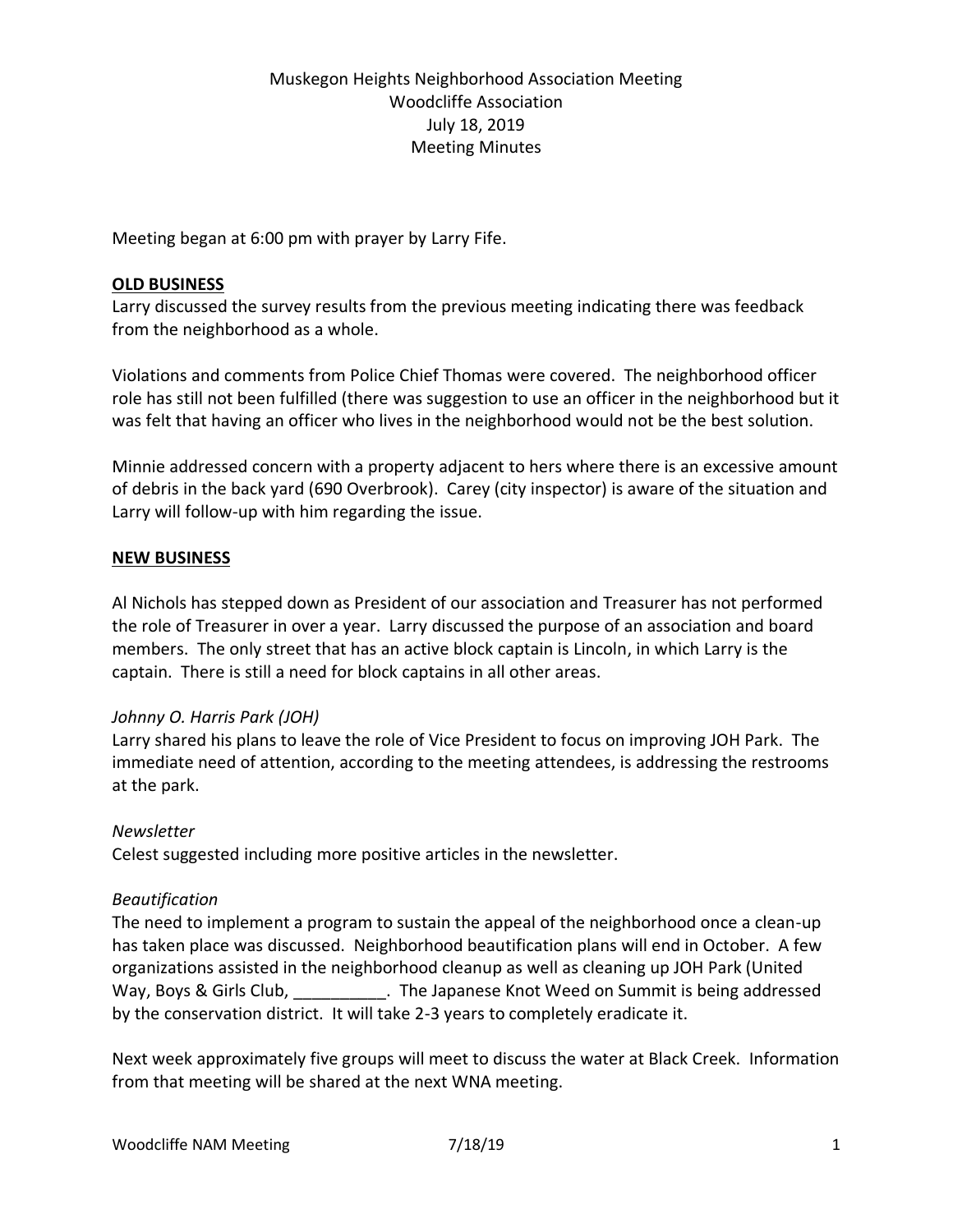# Muskegon Heights Neighborhood Association Meeting
## Woodcliffe Association
## July 18, 2019
## Meeting Minutes

Meeting began at 6:00 pm with prayer by Larry Fife.

**OLD BUSINESS**

Larry discussed the survey results from the previous meeting indicating there was feedback from the neighborhood as a whole.

Violations and comments from Police Chief Thomas were covered. The neighborhood officer role has still not been fulfilled (there was suggestion to use an officer in the neighborhood but it was felt that having an officer who lives in the neighborhood would not be the best solution.

Minnie addressed concern with a property adjacent to hers where there is an excessive amount of debris in the back yard (690 Overbrook). Carey (city inspector) is aware of the situation and Larry will follow-up with him regarding the issue.

**NEW BUSINESS**

Al Nichols has stepped down as President of our association and Treasurer has not performed the role of Treasurer in over a year. Larry discussed the purpose of an association and board members. The only street that has an active block captain is Lincoln, in which Larry is the captain. There is still a need for block captains in all other areas.

*Johnny O. Harris Park (JOH)*

Larry shared his plans to leave the role of Vice President to focus on improving JOH Park. The immediate need of attention, according to the meeting attendees, is addressing the restrooms at the park.

*Newsletter*

Celest suggested including more positive articles in the newsletter.

*Beautification*

The need to implement a program to sustain the appeal of the neighborhood once a clean-up has taken place was discussed. Neighborhood beautification plans will end in October. A few organizations assisted in the neighborhood cleanup as well as cleaning up JOH Park (United Way, Boys & Girls Club, __________. The Japanese Knot Weed on Summit is being addressed by the conservation district. It will take 2-3 years to completely eradicate it.

Next week approximately five groups will meet to discuss the water at Black Creek. Information from that meeting will be shared at the next WNA meeting.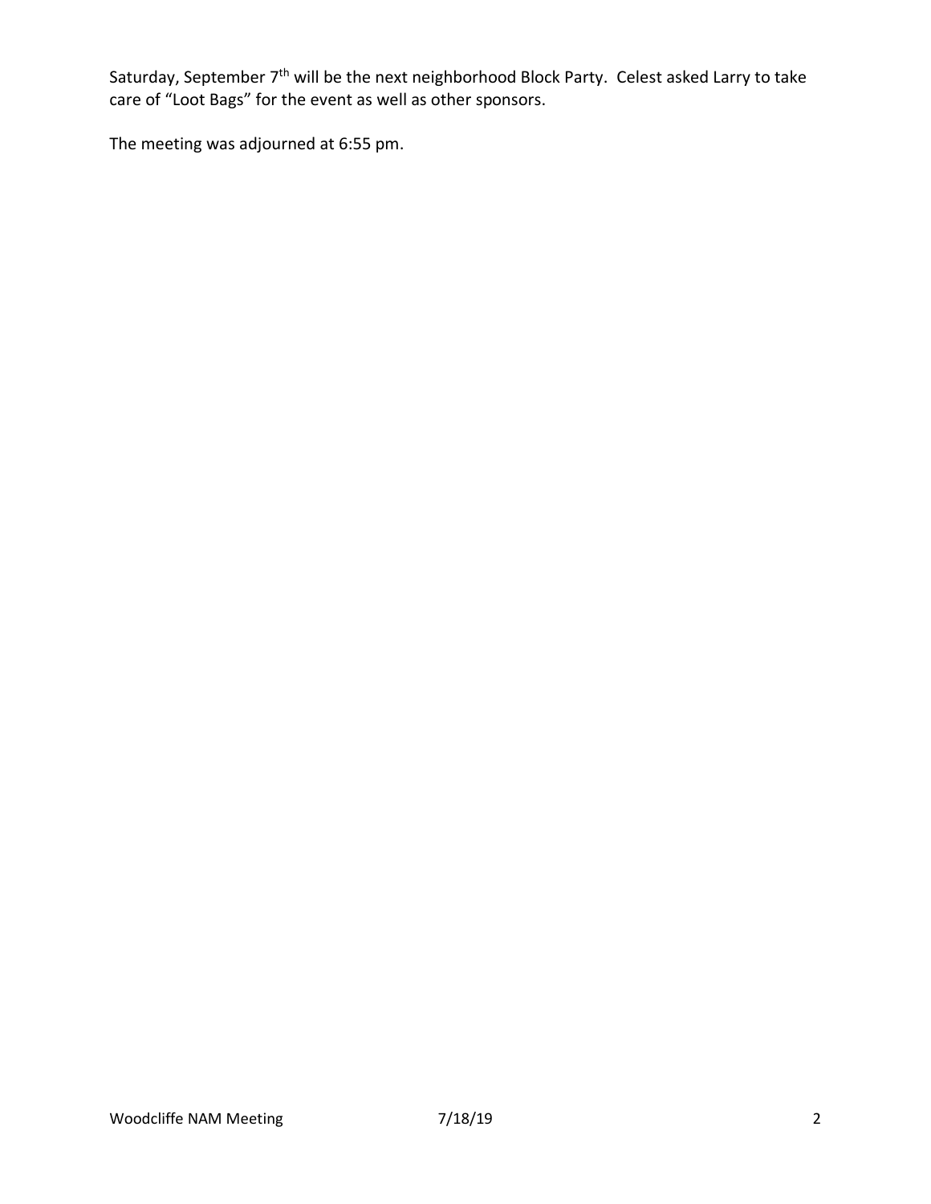Saturday, September 7th will be the next neighborhood Block Party. Celest asked Larry to take care of "Loot Bags" for the event as well as other sponsors.

The meeting was adjourned at 6:55 pm.